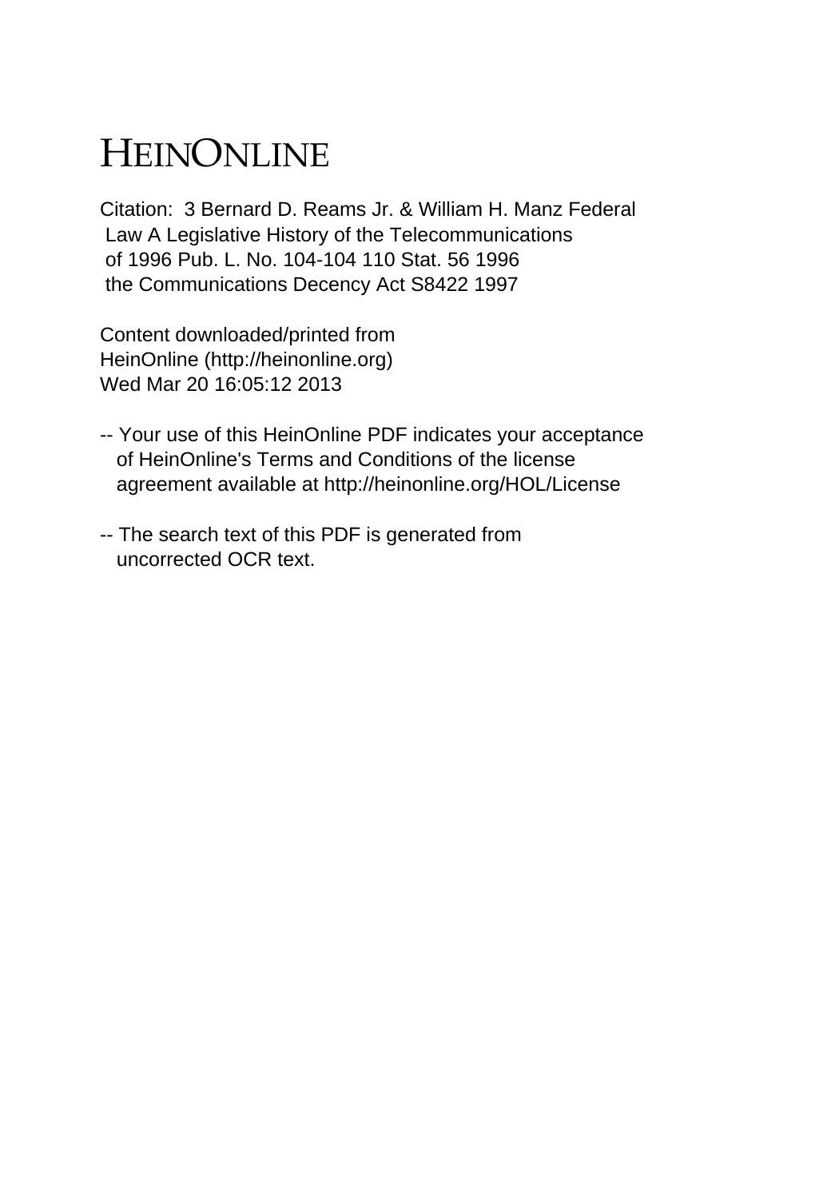# HEINONLINE

Citation: 3 Bernard D. Reams Jr. & William H. Manz Federal Law A Legislative History of the Telecommunications of 1996 Pub. L. No. 104-104 110 Stat. 56 1996 the Communications Decency Act S8422 1997

Content downloaded/printed from HeinOnline (http://heinonline.org) Wed Mar 20 16:05:12 2013

-- Your use of this HeinOnline PDF indicates your acceptance of HeinOnline's Terms and Conditions of the license agreement available at http://heinonline.org/HOL/License

-- The search text of this PDF is generated from uncorrected OCR text.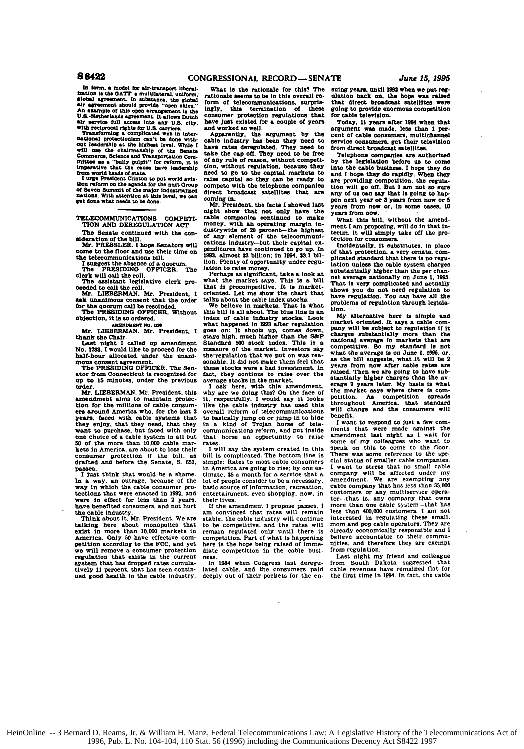In form, a model for air-transport liberalization is the GATT: a multilateral, uniform, global agreement. In substance, the global air agreement should provide "open skies." An example of this open arrangement is the U.S.-Netherlands agreement. It allows Dutch air service full access into any U.S. city, with reciprocal rights for U.S. carriers.

Transforming a complicated web in international protectionism can't be done without leadership at the highest level. While I will use the chairmanship of the Senate Commerce, Science and Transportation Committee as a "bully pulpit" for reform, it is imperative that the cause have leadership from world heads of state.

I urge President Clinton to put world aviation reform on the agenda for the next Group of Seven Summit of the major industrialized nations. With attention at this level, we can get done what needs to be done.

---

## TELECOMMUNICATIONS COMPETITION AND DEREGULATION ACT

The Senate continued with the consideration of the bill.

Mr. PRESSLER. I hope Senators will come to the floor and use their time on the telecommunications bill.

I suggest the absence of a quorum.

The PRESIDING OFFICER. The clerk will call the roll.

The assistant legislative clerk proceeded to call the roll.

Mr. LIEBERMAN. Mr. President, I ask unanimous consent that the order for the quorum call be rescinded.

The PRESIDING OFFICER. Without objection, it is so ordered.

### AMENDMENT NO. 1298

Mr. LIEBERMAN. Mr. President, I thank the Chair.

Last night I called up amendment No. 1298. I would like to proceed for the half-hour allocated under the unanimous consent agreement.

The PRESIDING OFFICER. The Senator from Connecticut is recognized for up to 15 minutes, under the previous order.

Mr. LIEBERMAN. Mr. President, this amendment aims to maintain protection for the millions of cable consumers around America who, for the last 2 years, faced with cable systems that they enjoy, that they need, that they want to purchase, but faced with only one choice of a cable system in all but 50 of the more than 10,000 cable markets in America, are about to lose their consumer protection if the bill, as drafted and before the Senate, S. 652, passes.

I just think that would be a shame. In a way, an outrage, because of the way in which the cable consumer protections that were enacted in 1992, and were in effect for less than 2 years, have benefited consumers, and not hurt the cable industry.

Think about it, Mr. President. We are talking here about monopolies that exist in more than 10,000 markets in America. Only 50 have effective competition according to the FCC, and yet we will remove a consumer protection regulation that exists in the current system that has dropped rates cumulatively 11 percent, that has seen continued good health in the cable industry.

What is the rationale for this? The rationale seems to be in this overall reform of telecommunications, surprisingly, this termination of these consumer protection regulations that have just existed for a couple of years and worked so well.

Apparently, the argument by the cable industry has been they need to have rates deregulated. They need to take the cap off. They need to be free of any rule of reason, without competition, without regulation, because they need to go to the capital markets to raise capital so they can be ready to compete with the telephone companies direct broadcast satellites that are coming in.

Mr. President, the facts I showed last night show that not only have the cable companies continued to make money, with an operating margin industrywide of 20 percent—the highest of any element of the telecommunications industry—but their capital expenditures have continued to go up. In 1993, almost $3 billion; in 1994, $3.7 billion. Plenty of opportunity under regulation to raise money.

Perhaps as significant, take a look at what the market says. This is a bill that is procompetitive. It is market-oriented. Let me show the chart that talks about the cable index stocks.

We believe in markets. That is what this bill is all about. The blue line is an index of cable industry stocks. Look what happened in 1993 after regulation goes on: It shoots up, comes down, stays high, much higher than the S&P Standard 500 stock index. This is a measure of the market. Investors say the regulation that we put on was reasonable. It did not make them feel that these stocks were a bad investment. In fact, they continue to raise over the average stocks in the market.

I ask here, with this amendment, why are we doing this? On the face of it, respectfully, I would say it looks like the cable industry has used this overall reform of telecommunications to basically jump on or jump in to hide in a kind of Trojan horse of telecommunications reform, and put inside that horse an opportunity to raise rates.

I will say the system created in this bill is complicated. The bottom line is simple: Rates to most cable consumers in America are going to rise; by one estimate, $5 a month for a service that a lot of people consider to be a necessary, basic source of information, recreation, entertainment, even shopping, now, in their lives.

If the amendment I propose passes, I am convinced that rates will remain stable, the cable industry will continue to be competitive, and the rates will remain regulated only until there is competition. Part of what is happening here is the hope being raised of immediate competition in the cable business.

In 1984 when Congress last deregulated cable, and the consumers paid deeply out of their pockets for the ensuing years, until 1992 when we put regulation back on, the hope was raised that direct broadcast satellites were going to provide enormous competition for cable television.

Today, 11 years after 1984 when that argument was made, less than 1 percent of cable consumers, multichannel service consumers, get their television from direct broadcast satellites.

Telephone companies are authorized by the legislation before us to come into the cable business. I hope they do and I hope they do rapidly. When they are providing competition, the regulation will go off. But I am not so sure any of us can say that is going to happen next year or 3 years from now or 5 years from now or, in some cases, 10 years from now.

What this bill, without the amendment I am proposing, will do in that interim, it will simply take off the protection for consumers.

Incidentally, it substitutes, in place of that protection, a very ornate, complicated standard that there is no regulation unless the cable system charges substantially higher than the per channel average nationally on June 1, 1995. That is very complicated and actually shows you do not need regulation to have regulation. You can have all the problems of regulation through legislation.

My alternative here is simple and market oriented. It says a cable company will be subject to regulation if it charges substantially more than the national average in markets that are competitive. So my standard is not what the average is on June 1, 1995, or, as the bill suggests, what it will be 2 years from now after cable rates are raised. Then we are going to have substantially higher charges than the average 2 years later. My basis is what the market says where there is competition. As competition spreads throughout America, that standard will change and the consumers will benefit.

I want to respond to just a few comments that were made against the amendment last night as I wait for some of my colleagues who want to speak on this to come to the floor. There was some reference to the special status of smaller cable companies. I want to stress that no small cable company will be affected under my amendment. We are exempting any cable company that has less than 35,000 customers or any multiservice operator—that is, any company that owns more than one cable system—that has less than 400,000 customers. I am not interested in regulating these small mom and pop cable operators. They are already economically responsible and I believe accountable to their communities, and therefore they are exempt from regulation.

Last night my friend and colleague from South Dakota suggested that cable revenues have remained flat for the first time in 1994. In fact, the cable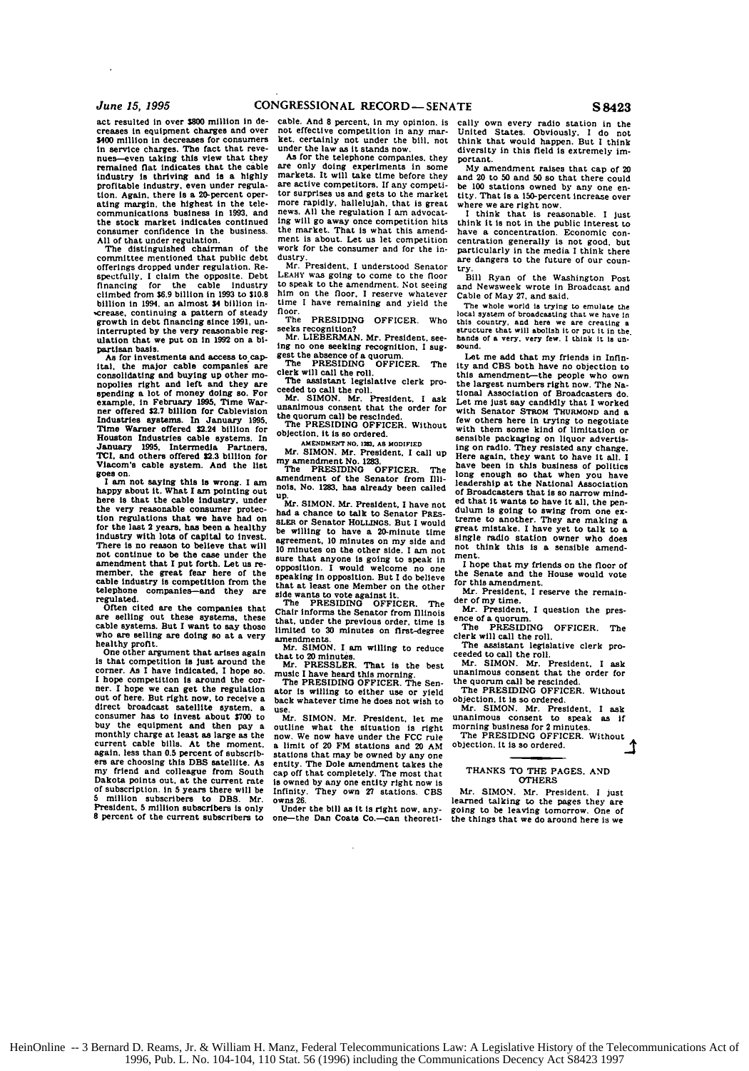act resulted in over $800 million in decreases in equipment charges and over $400 million in decreases for consumers in service charges. The fact that revenues—even taking this view that they remained flat indicates that the cable industry is thriving and is a highly profitable industry, even under regulation. Again, there is a 20-percent operating margin, the highest in the telecommunications business in 1993, and the stock market indicates continued consumer confidence in the business. All of that under regulation.

The distinguished chairman of the committee mentioned that public debt offerings dropped under regulation. Respectfully, I claim the opposite. Debt financing for the cable industry climbed from $6.9 billion in 1993 to $10.8 billion in 1994, an almost $4 billion increase, continuing a pattern of steady growth in debt financing since 1991, uninterrupted by the very reasonable regulation that we put on in 1992 on a bipartisan basis.

As for investments and access to capital, the major cable companies are consolidating and buying up other monopolies right and left and they are spending a lot of money doing so. For example, in February 1995, Time Warner offered $2.7 billion for Cablevision Industries systems. In January 1995, Time Warner offered $2.24 billion for Houston Industries cable systems. In January 1995, Intermedia Partners, TCI, and others offered $2.3 billion for Viacom's cable system. And the list goes on.

I am not saying this is wrong. I am happy about it. What I am pointing out here is that the cable industry, under the very reasonable consumer protection regulations that we have had on for the last 2 years, has been a healthy industry with lots of capital to invest. There is no reason to believe that will not continue to be the case under the amendment that I put forth. Let us remember, the great fear here of the cable industry is competition from the telephone companies—and they are regulated.

Often cited are the companies that are selling out these systems, these cable systems. But I want to say those who are selling are doing so at a very healthy profit.

One other argument that arises again is that competition is just around the corner. As I have indicated, I hope so. I hope competition is around the corner. I hope we can get the regulation out of here. But right now, to receive a direct broadcast satellite system, a consumer has to invest about $700 to buy the equipment and then pay a monthly charge at least as large as the current cable bills. At the moment, again, less than 0.5 percent of subscribers are choosing this DBS satellite. As my friend and colleague from South Dakota points out, at the current rate of subscription, in 5 years there will be 5 million subscribers to DBS. Mr. President, 5 million subscribers is only 8 percent of the current subscribers to cable. And 8 percent, in my opinion, is not effective competition in any market, certainly not under the bill, not under the law as it stands now.

As for the telephone companies, they are only doing experiments in some markets. It will take time before they are active competitors. If any competitor surprises us and gets to the market more rapidly, hallelujah, that is great news. All the regulation I am advocating will go away once competition hits the market. That is what this amendment is about. Let us let competition work for the consumer and for the industry.

Mr. President, I understood Senator LEAHY was going to come to the floor to speak to the amendment. Not seeing him on the floor, I reserve whatever time I have remaining and yield the floor.

The PRESIDING OFFICER. Who seeks recognition?

Mr. LIEBERMAN. Mr. President, seeing no one seeking recognition, I suggest the absence of a quorum.

The PRESIDING OFFICER. The clerk will call the roll.

The assistant legislative clerk proceeded to call the roll.

Mr. SIMON. Mr. President, I ask unanimous consent that the order for the quorum call be rescinded.

The PRESIDING OFFICER. Without objection, it is so ordered.

AMENDMENT NO. 1283, AS MODIFIED

Mr. SIMON. Mr. President, I call up my amendment No. 1283.

The PRESIDING OFFICER. The amendment of the Senator from Illinois, No. 1283, has already been called up.

Mr. SIMON. Mr. President, I have not had a chance to talk to Senator PRESSLER or Senator HOLLINGS. But I would be willing to have a 20-minute time agreement, 10 minutes on my side and 10 minutes on the other side. I am not sure that anyone is going to speak in opposition. I would welcome no one speaking in opposition. But I do believe that at least one Member on the other side wants to vote against it.

The PRESIDING OFFICER. The Chair informs the Senator from Illinois that, under the previous order, time is limited to 30 minutes on first-degree amendments.

Mr. SIMON. I am willing to reduce that to 20 minutes.

Mr. PRESSLER. That is the best music I have heard this morning.

The PRESIDING OFFICER. The Senator is willing to either use or yield back whatever time he does not wish to use.

Mr. SIMON. Mr. President, let me outline what the situation is right now. We now have under the FCC rule a limit of 20 FM stations and 20 AM stations that may be owned by any one entity. The Dole amendment takes the cap off that completely. The most that is owned by any one entity right now is Infinity. They own 27 stations. CBS owns 26.

Under the bill as it is right now, anyone—the Dan Coats Co.—can theoretically own every radio station in the United States. Obviously, I do not think that would happen. But I think diversity in this field is extremely important.

My amendment raises that cap of 20 and 20 to 50 and 50 so that there could be 100 stations owned by any one entity. That is a 150-percent increase over where we are right now.

I think that is reasonable. I just think it is not in the public interest to have a concentration. Economic concentration generally is not good, but particularly in the media I think there are dangers to the future of our country.

Bill Ryan of the Washington Post and Newsweek wrote in Broadcast and Cable of May 27, and said,

> The whole world is trying to emulate the local system of broadcasting that we have in this country, and here we are creating a structure that will abolish it or put it in the hands of a very, very few. I think it is unsound.

Let me add that my friends in Infinity and CBS both have no objection to this amendment—the people who own the largest numbers right now. The National Association of Broadcasters do. Let me just say candidly that I worked with Senator STROM THURMOND and a few others here in trying to negotiate with them some kind of limitation or sensible packaging on liquor advertising on radio. They resisted any change. Here again, they want to have it all. I have been in this business of politics long enough so that when you have leadership at the National Association of Broadcasters that is so narrow minded that it wants to have it all, the pendulum is going to swing from one extreme to another. They are making a great mistake. I have yet to talk to a single radio station owner who does not think this is a sensible amendment.

I hope that my friends on the floor of the Senate and the House would vote for this amendment.

Mr. President, I reserve the remainder of my time.

Mr. President, I question the presence of a quorum.

The PRESIDING OFFICER. The clerk will call the roll.

The assistant legislative clerk proceeded to call the roll.

Mr. SIMON. Mr. President, I ask unanimous consent that the order for the quorum call be rescinded.

The PRESIDING OFFICER. Without objection, it is so ordered.

Mr. SIMON. Mr. President, I ask unanimous consent to speak as if morning business for 2 minutes.

The PRESIDING OFFICER. Without objection, it is so ordered.

## THANKS TO THE PAGES, AND OTHERS

Mr. SIMON. Mr. President, I just learned talking to the pages they are going to be leaving tomorrow. One of the things that we do around here is we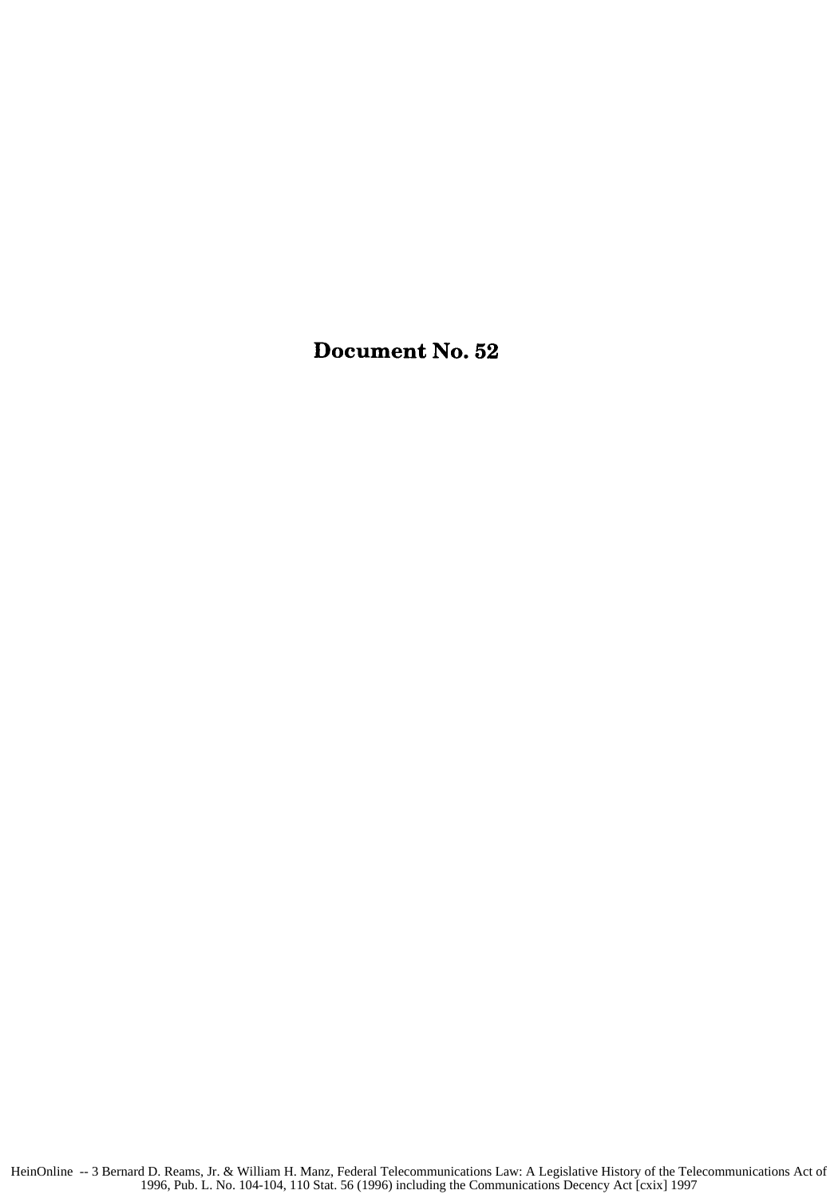# Document No. 52